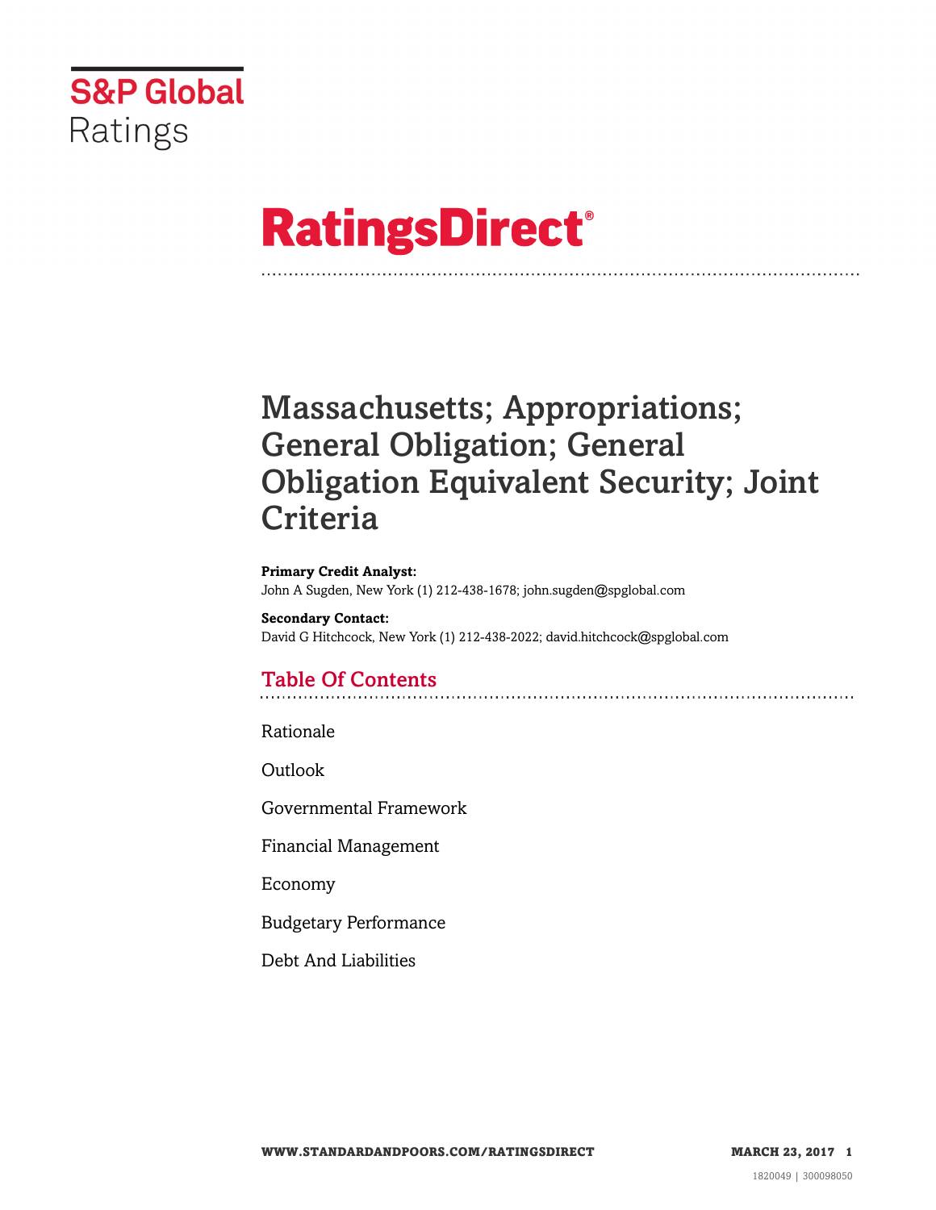S&P Global Ratings

# RatingsDirect®

# Massachusetts; Appropriations; General Obligation; General Obligation Equivalent Security; Joint Criteria

**Primary Credit Analyst:**
John A Sugden, New York (1) 212-438-1678; john.sugden@spglobal.com

**Secondary Contact:**
David G Hitchcock, New York (1) 212-438-2022; david.hitchcock@spglobal.com

## Table Of Contents

Rationale

Outlook

Governmental Framework

Financial Management

Economy

Budgetary Performance

Debt And Liabilities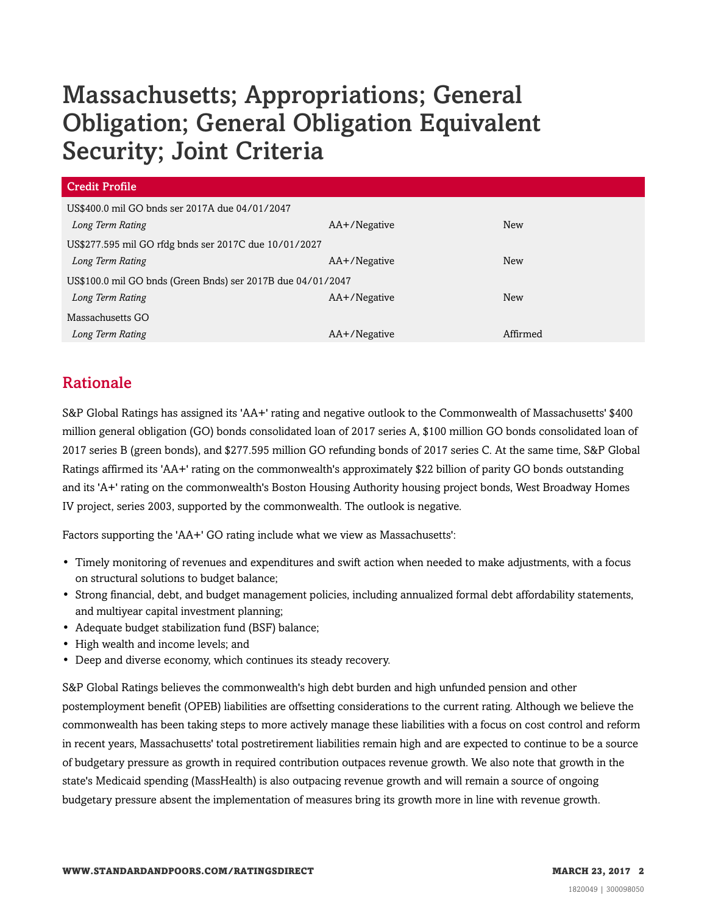# Massachusetts; Appropriations; General Obligation; General Obligation Equivalent Security; Joint Criteria

| Credit Profile | | |
|---|---|---|
| US$400.0 mil GO bnds ser 2017A due 04/01/2047 | | |
| *Long Term Rating* | AA+/Negative | New |
| US$277.595 mil GO rfdg bnds ser 2017C due 10/01/2027 | | |
| *Long Term Rating* | AA+/Negative | New |
| US$100.0 mil GO bnds (Green Bnds) ser 2017B due 04/01/2047 | | |
| *Long Term Rating* | AA+/Negative | New |
| Massachusetts GO | | |
| *Long Term Rating* | AA+/Negative | Affirmed |

## Rationale

S&P Global Ratings has assigned its 'AA+' rating and negative outlook to the Commonwealth of Massachusetts' $400 million general obligation (GO) bonds consolidated loan of 2017 series A, $100 million GO bonds consolidated loan of 2017 series B (green bonds), and $277.595 million GO refunding bonds of 2017 series C. At the same time, S&P Global Ratings affirmed its 'AA+' rating on the commonwealth's approximately $22 billion of parity GO bonds outstanding and its 'A+' rating on the commonwealth's Boston Housing Authority housing project bonds, West Broadway Homes IV project, series 2003, supported by the commonwealth. The outlook is negative.

Factors supporting the 'AA+' GO rating include what we view as Massachusetts':

- Timely monitoring of revenues and expenditures and swift action when needed to make adjustments, with a focus on structural solutions to budget balance;
- Strong financial, debt, and budget management policies, including annualized formal debt affordability statements, and multiyear capital investment planning;
- Adequate budget stabilization fund (BSF) balance;
- High wealth and income levels; and
- Deep and diverse economy, which continues its steady recovery.

S&P Global Ratings believes the commonwealth's high debt burden and high unfunded pension and other postemployment benefit (OPEB) liabilities are offsetting considerations to the current rating. Although we believe the commonwealth has been taking steps to more actively manage these liabilities with a focus on cost control and reform in recent years, Massachusetts' total postretirement liabilities remain high and are expected to continue to be a source of budgetary pressure as growth in required contribution outpaces revenue growth. We also note that growth in the state's Medicaid spending (MassHealth) is also outpacing revenue growth and will remain a source of ongoing budgetary pressure absent the implementation of measures bring its growth more in line with revenue growth.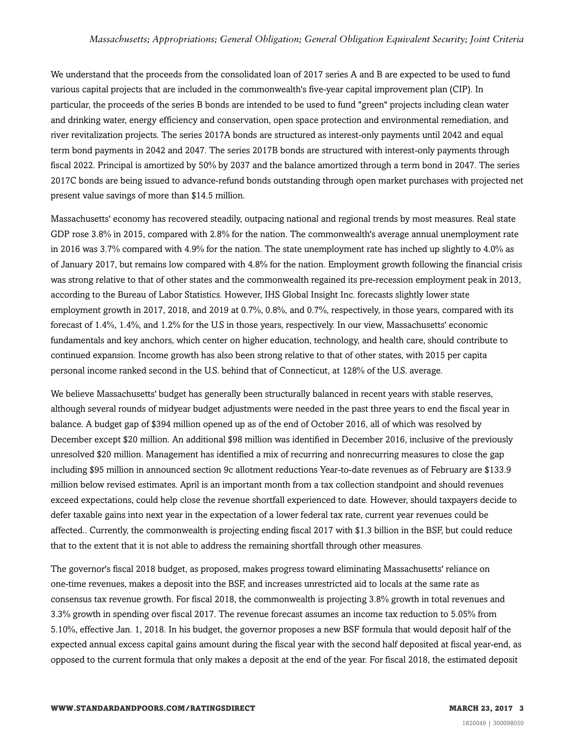We understand that the proceeds from the consolidated loan of 2017 series A and B are expected to be used to fund various capital projects that are included in the commonwealth's five-year capital improvement plan (CIP). In particular, the proceeds of the series B bonds are intended to be used to fund "green" projects including clean water and drinking water, energy efficiency and conservation, open space protection and environmental remediation, and river revitalization projects. The series 2017A bonds are structured as interest-only payments until 2042 and equal term bond payments in 2042 and 2047. The series 2017B bonds are structured with interest-only payments through fiscal 2022. Principal is amortized by 50% by 2037 and the balance amortized through a term bond in 2047. The series 2017C bonds are being issued to advance-refund bonds outstanding through open market purchases with projected net present value savings of more than $14.5 million.

Massachusetts' economy has recovered steadily, outpacing national and regional trends by most measures. Real state GDP rose 3.8% in 2015, compared with 2.8% for the nation. The commonwealth's average annual unemployment rate in 2016 was 3.7% compared with 4.9% for the nation. The state unemployment rate has inched up slightly to 4.0% as of January 2017, but remains low compared with 4.8% for the nation. Employment growth following the financial crisis was strong relative to that of other states and the commonwealth regained its pre-recession employment peak in 2013, according to the Bureau of Labor Statistics. However, IHS Global Insight Inc. forecasts slightly lower state employment growth in 2017, 2018, and 2019 at 0.7%, 0.8%, and 0.7%, respectively, in those years, compared with its forecast of 1.4%, 1.4%, and 1.2% for the U.S in those years, respectively. In our view, Massachusetts' economic fundamentals and key anchors, which center on higher education, technology, and health care, should contribute to continued expansion. Income growth has also been strong relative to that of other states, with 2015 per capita personal income ranked second in the U.S. behind that of Connecticut, at 128% of the U.S. average.

We believe Massachusetts' budget has generally been structurally balanced in recent years with stable reserves, although several rounds of midyear budget adjustments were needed in the past three years to end the fiscal year in balance. A budget gap of $394 million opened up as of the end of October 2016, all of which was resolved by December except $20 million. An additional $98 million was identified in December 2016, inclusive of the previously unresolved $20 million. Management has identified a mix of recurring and nonrecurring measures to close the gap including $95 million in announced section 9c allotment reductions Year-to-date revenues as of February are $133.9 million below revised estimates. April is an important month from a tax collection standpoint and should revenues exceed expectations, could help close the revenue shortfall experienced to date. However, should taxpayers decide to defer taxable gains into next year in the expectation of a lower federal tax rate, current year revenues could be affected.. Currently, the commonwealth is projecting ending fiscal 2017 with $1.3 billion in the BSF, but could reduce that to the extent that it is not able to address the remaining shortfall through other measures.

The governor's fiscal 2018 budget, as proposed, makes progress toward eliminating Massachusetts' reliance on one-time revenues, makes a deposit into the BSF, and increases unrestricted aid to locals at the same rate as consensus tax revenue growth. For fiscal 2018, the commonwealth is projecting 3.8% growth in total revenues and 3.3% growth in spending over fiscal 2017. The revenue forecast assumes an income tax reduction to 5.05% from 5.10%, effective Jan. 1, 2018. In his budget, the governor proposes a new BSF formula that would deposit half of the expected annual excess capital gains amount during the fiscal year with the second half deposited at fiscal year-end, as opposed to the current formula that only makes a deposit at the end of the year. For fiscal 2018, the estimated deposit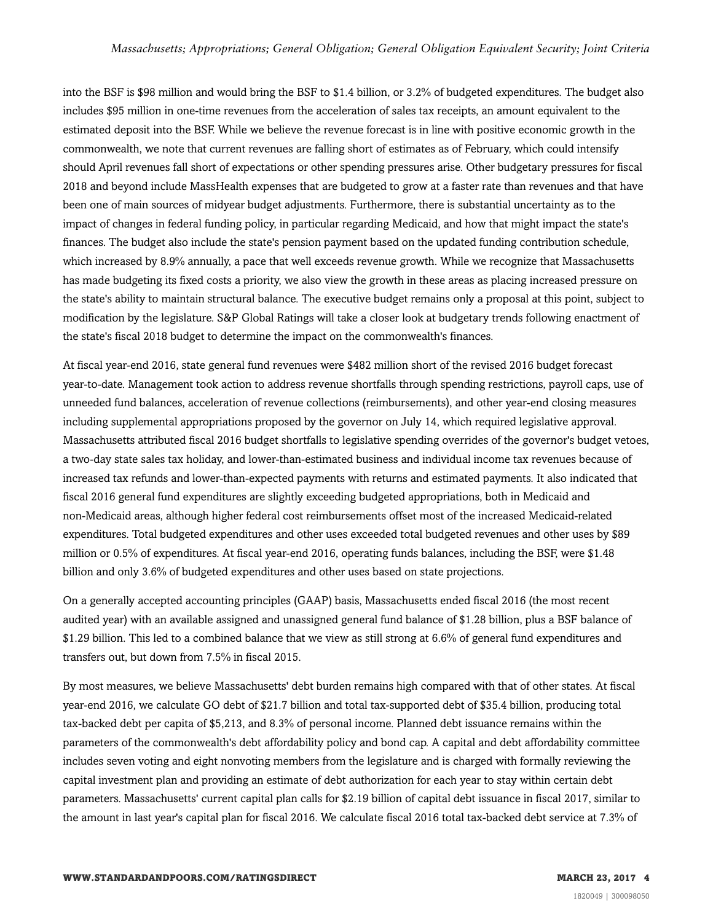into the BSF is $98 million and would bring the BSF to $1.4 billion, or 3.2% of budgeted expenditures. The budget also includes $95 million in one-time revenues from the acceleration of sales tax receipts, an amount equivalent to the estimated deposit into the BSF. While we believe the revenue forecast is in line with positive economic growth in the commonwealth, we note that current revenues are falling short of estimates as of February, which could intensify should April revenues fall short of expectations or other spending pressures arise. Other budgetary pressures for fiscal 2018 and beyond include MassHealth expenses that are budgeted to grow at a faster rate than revenues and that have been one of main sources of midyear budget adjustments. Furthermore, there is substantial uncertainty as to the impact of changes in federal funding policy, in particular regarding Medicaid, and how that might impact the state's finances. The budget also include the state's pension payment based on the updated funding contribution schedule, which increased by 8.9% annually, a pace that well exceeds revenue growth. While we recognize that Massachusetts has made budgeting its fixed costs a priority, we also view the growth in these areas as placing increased pressure on the state's ability to maintain structural balance. The executive budget remains only a proposal at this point, subject to modification by the legislature. S&P Global Ratings will take a closer look at budgetary trends following enactment of the state's fiscal 2018 budget to determine the impact on the commonwealth's finances.

At fiscal year-end 2016, state general fund revenues were $482 million short of the revised 2016 budget forecast year-to-date. Management took action to address revenue shortfalls through spending restrictions, payroll caps, use of unneeded fund balances, acceleration of revenue collections (reimbursements), and other year-end closing measures including supplemental appropriations proposed by the governor on July 14, which required legislative approval. Massachusetts attributed fiscal 2016 budget shortfalls to legislative spending overrides of the governor's budget vetoes, a two-day state sales tax holiday, and lower-than-estimated business and individual income tax revenues because of increased tax refunds and lower-than-expected payments with returns and estimated payments. It also indicated that fiscal 2016 general fund expenditures are slightly exceeding budgeted appropriations, both in Medicaid and non-Medicaid areas, although higher federal cost reimbursements offset most of the increased Medicaid-related expenditures. Total budgeted expenditures and other uses exceeded total budgeted revenues and other uses by $89 million or 0.5% of expenditures. At fiscal year-end 2016, operating funds balances, including the BSF, were $1.48 billion and only 3.6% of budgeted expenditures and other uses based on state projections.

On a generally accepted accounting principles (GAAP) basis, Massachusetts ended fiscal 2016 (the most recent audited year) with an available assigned and unassigned general fund balance of $1.28 billion, plus a BSF balance of $1.29 billion. This led to a combined balance that we view as still strong at 6.6% of general fund expenditures and transfers out, but down from 7.5% in fiscal 2015.

By most measures, we believe Massachusetts' debt burden remains high compared with that of other states. At fiscal year-end 2016, we calculate GO debt of $21.7 billion and total tax-supported debt of $35.4 billion, producing total tax-backed debt per capita of $5,213, and 8.3% of personal income. Planned debt issuance remains within the parameters of the commonwealth's debt affordability policy and bond cap. A capital and debt affordability committee includes seven voting and eight nonvoting members from the legislature and is charged with formally reviewing the capital investment plan and providing an estimate of debt authorization for each year to stay within certain debt parameters. Massachusetts' current capital plan calls for $2.19 billion of capital debt issuance in fiscal 2017, similar to the amount in last year's capital plan for fiscal 2016. We calculate fiscal 2016 total tax-backed debt service at 7.3% of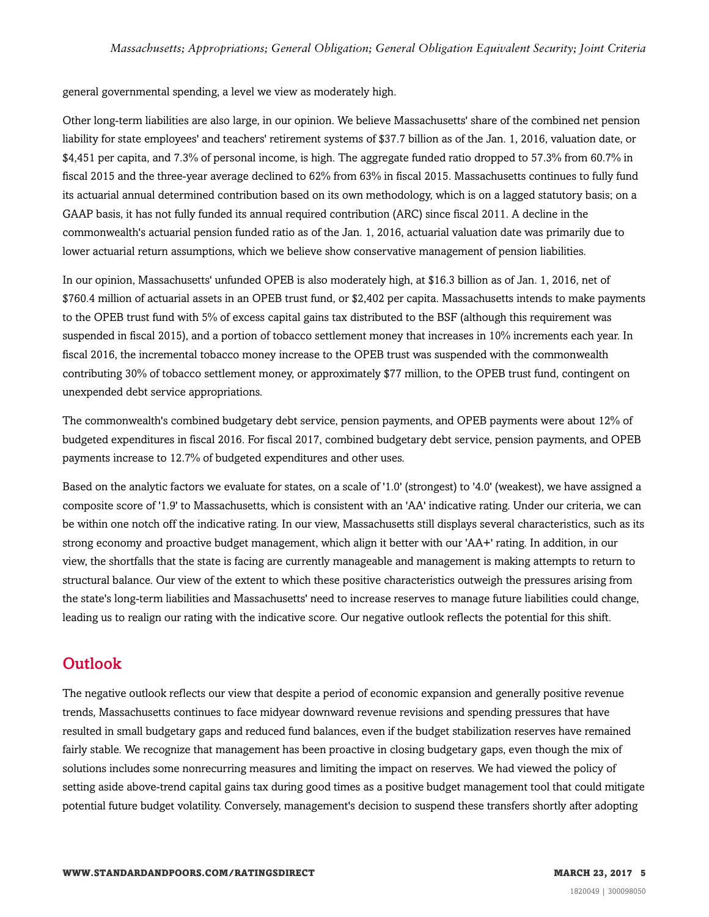general governmental spending, a level we view as moderately high.

Other long-term liabilities are also large, in our opinion. We believe Massachusetts' share of the combined net pension liability for state employees' and teachers' retirement systems of $37.7 billion as of the Jan. 1, 2016, valuation date, or $4,451 per capita, and 7.3% of personal income, is high. The aggregate funded ratio dropped to 57.3% from 60.7% in fiscal 2015 and the three-year average declined to 62% from 63% in fiscal 2015. Massachusetts continues to fully fund its actuarial annual determined contribution based on its own methodology, which is on a lagged statutory basis; on a GAAP basis, it has not fully funded its annual required contribution (ARC) since fiscal 2011. A decline in the commonwealth's actuarial pension funded ratio as of the Jan. 1, 2016, actuarial valuation date was primarily due to lower actuarial return assumptions, which we believe show conservative management of pension liabilities.

In our opinion, Massachusetts' unfunded OPEB is also moderately high, at $16.3 billion as of Jan. 1, 2016, net of $760.4 million of actuarial assets in an OPEB trust fund, or $2,402 per capita. Massachusetts intends to make payments to the OPEB trust fund with 5% of excess capital gains tax distributed to the BSF (although this requirement was suspended in fiscal 2015), and a portion of tobacco settlement money that increases in 10% increments each year. In fiscal 2016, the incremental tobacco money increase to the OPEB trust was suspended with the commonwealth contributing 30% of tobacco settlement money, or approximately $77 million, to the OPEB trust fund, contingent on unexpended debt service appropriations.

The commonwealth's combined budgetary debt service, pension payments, and OPEB payments were about 12% of budgeted expenditures in fiscal 2016. For fiscal 2017, combined budgetary debt service, pension payments, and OPEB payments increase to 12.7% of budgeted expenditures and other uses.

Based on the analytic factors we evaluate for states, on a scale of '1.0' (strongest) to '4.0' (weakest), we have assigned a composite score of '1.9' to Massachusetts, which is consistent with an 'AA' indicative rating. Under our criteria, we can be within one notch off the indicative rating. In our view, Massachusetts still displays several characteristics, such as its strong economy and proactive budget management, which align it better with our 'AA+' rating. In addition, in our view, the shortfalls that the state is facing are currently manageable and management is making attempts to return to structural balance. Our view of the extent to which these positive characteristics outweigh the pressures arising from the state's long-term liabilities and Massachusetts' need to increase reserves to manage future liabilities could change, leading us to realign our rating with the indicative score. Our negative outlook reflects the potential for this shift.

## Outlook

The negative outlook reflects our view that despite a period of economic expansion and generally positive revenue trends, Massachusetts continues to face midyear downward revenue revisions and spending pressures that have resulted in small budgetary gaps and reduced fund balances, even if the budget stabilization reserves have remained fairly stable. We recognize that management has been proactive in closing budgetary gaps, even though the mix of solutions includes some nonrecurring measures and limiting the impact on reserves. We had viewed the policy of setting aside above-trend capital gains tax during good times as a positive budget management tool that could mitigate potential future budget volatility. Conversely, management's decision to suspend these transfers shortly after adopting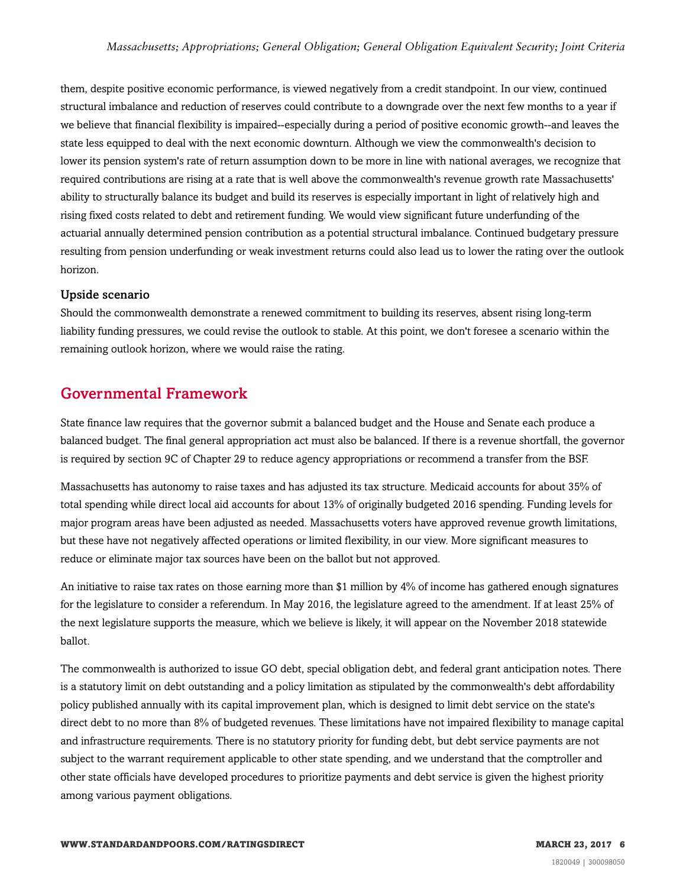them, despite positive economic performance, is viewed negatively from a credit standpoint. In our view, continued structural imbalance and reduction of reserves could contribute to a downgrade over the next few months to a year if we believe that financial flexibility is impaired--especially during a period of positive economic growth--and leaves the state less equipped to deal with the next economic downturn. Although we view the commonwealth's decision to lower its pension system's rate of return assumption down to be more in line with national averages, we recognize that required contributions are rising at a rate that is well above the commonwealth's revenue growth rate Massachusetts' ability to structurally balance its budget and build its reserves is especially important in light of relatively high and rising fixed costs related to debt and retirement funding. We would view significant future underfunding of the actuarial annually determined pension contribution as a potential structural imbalance. Continued budgetary pressure resulting from pension underfunding or weak investment returns could also lead us to lower the rating over the outlook horizon.

### Upside scenario

Should the commonwealth demonstrate a renewed commitment to building its reserves, absent rising long-term liability funding pressures, we could revise the outlook to stable. At this point, we don't foresee a scenario within the remaining outlook horizon, where we would raise the rating.

## Governmental Framework

State finance law requires that the governor submit a balanced budget and the House and Senate each produce a balanced budget. The final general appropriation act must also be balanced. If there is a revenue shortfall, the governor is required by section 9C of Chapter 29 to reduce agency appropriations or recommend a transfer from the BSF.

Massachusetts has autonomy to raise taxes and has adjusted its tax structure. Medicaid accounts for about 35% of total spending while direct local aid accounts for about 13% of originally budgeted 2016 spending. Funding levels for major program areas have been adjusted as needed. Massachusetts voters have approved revenue growth limitations, but these have not negatively affected operations or limited flexibility, in our view. More significant measures to reduce or eliminate major tax sources have been on the ballot but not approved.

An initiative to raise tax rates on those earning more than $1 million by 4% of income has gathered enough signatures for the legislature to consider a referendum. In May 2016, the legislature agreed to the amendment. If at least 25% of the next legislature supports the measure, which we believe is likely, it will appear on the November 2018 statewide ballot.

The commonwealth is authorized to issue GO debt, special obligation debt, and federal grant anticipation notes. There is a statutory limit on debt outstanding and a policy limitation as stipulated by the commonwealth's debt affordability policy published annually with its capital improvement plan, which is designed to limit debt service on the state's direct debt to no more than 8% of budgeted revenues. These limitations have not impaired flexibility to manage capital and infrastructure requirements. There is no statutory priority for funding debt, but debt service payments are not subject to the warrant requirement applicable to other state spending, and we understand that the comptroller and other state officials have developed procedures to prioritize payments and debt service is given the highest priority among various payment obligations.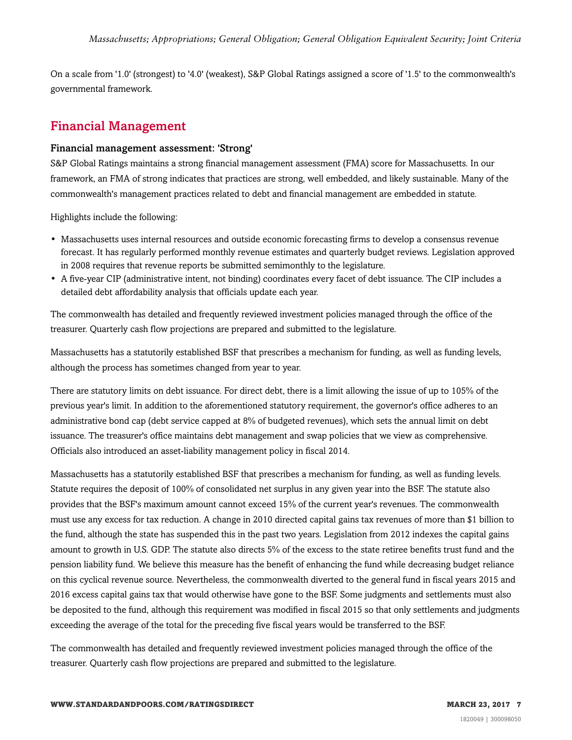On a scale from '1.0' (strongest) to '4.0' (weakest), S&P Global Ratings assigned a score of '1.5' to the commonwealth's governmental framework.

## Financial Management

### Financial management assessment: 'Strong'

S&P Global Ratings maintains a strong financial management assessment (FMA) score for Massachusetts. In our framework, an FMA of strong indicates that practices are strong, well embedded, and likely sustainable. Many of the commonwealth's management practices related to debt and financial management are embedded in statute.

Highlights include the following:

- Massachusetts uses internal resources and outside economic forecasting firms to develop a consensus revenue forecast. It has regularly performed monthly revenue estimates and quarterly budget reviews. Legislation approved in 2008 requires that revenue reports be submitted semimonthly to the legislature.
- A five-year CIP (administrative intent, not binding) coordinates every facet of debt issuance. The CIP includes a detailed debt affordability analysis that officials update each year.

The commonwealth has detailed and frequently reviewed investment policies managed through the office of the treasurer. Quarterly cash flow projections are prepared and submitted to the legislature.

Massachusetts has a statutorily established BSF that prescribes a mechanism for funding, as well as funding levels, although the process has sometimes changed from year to year.

There are statutory limits on debt issuance. For direct debt, there is a limit allowing the issue of up to 105% of the previous year's limit. In addition to the aforementioned statutory requirement, the governor's office adheres to an administrative bond cap (debt service capped at 8% of budgeted revenues), which sets the annual limit on debt issuance. The treasurer's office maintains debt management and swap policies that we view as comprehensive. Officials also introduced an asset-liability management policy in fiscal 2014.

Massachusetts has a statutorily established BSF that prescribes a mechanism for funding, as well as funding levels. Statute requires the deposit of 100% of consolidated net surplus in any given year into the BSF. The statute also provides that the BSF's maximum amount cannot exceed 15% of the current year's revenues. The commonwealth must use any excess for tax reduction. A change in 2010 directed capital gains tax revenues of more than $1 billion to the fund, although the state has suspended this in the past two years. Legislation from 2012 indexes the capital gains amount to growth in U.S. GDP. The statute also directs 5% of the excess to the state retiree benefits trust fund and the pension liability fund. We believe this measure has the benefit of enhancing the fund while decreasing budget reliance on this cyclical revenue source. Nevertheless, the commonwealth diverted to the general fund in fiscal years 2015 and 2016 excess capital gains tax that would otherwise have gone to the BSF. Some judgments and settlements must also be deposited to the fund, although this requirement was modified in fiscal 2015 so that only settlements and judgments exceeding the average of the total for the preceding five fiscal years would be transferred to the BSF.

The commonwealth has detailed and frequently reviewed investment policies managed through the office of the treasurer. Quarterly cash flow projections are prepared and submitted to the legislature.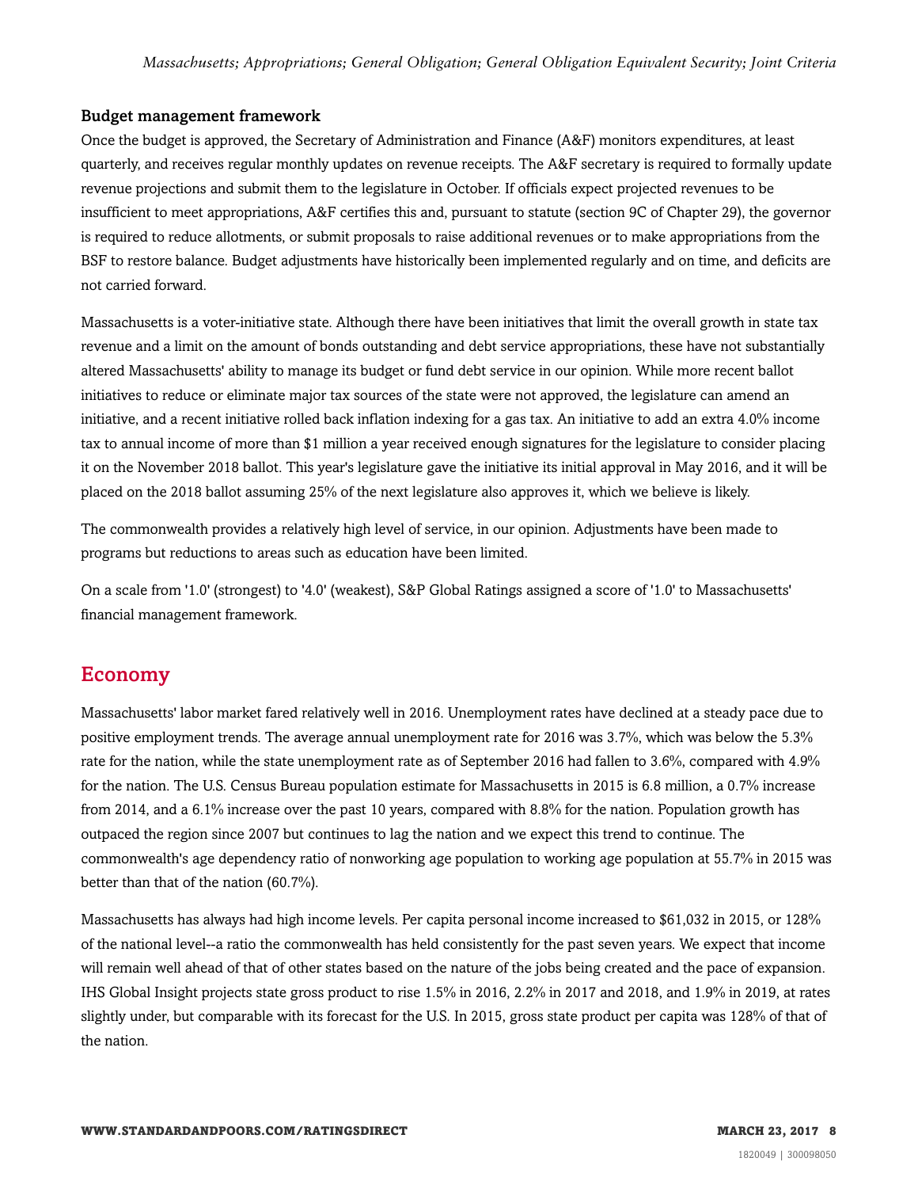### Budget management framework

Once the budget is approved, the Secretary of Administration and Finance (A&F) monitors expenditures, at least quarterly, and receives regular monthly updates on revenue receipts. The A&F secretary is required to formally update revenue projections and submit them to the legislature in October. If officials expect projected revenues to be insufficient to meet appropriations, A&F certifies this and, pursuant to statute (section 9C of Chapter 29), the governor is required to reduce allotments, or submit proposals to raise additional revenues or to make appropriations from the BSF to restore balance. Budget adjustments have historically been implemented regularly and on time, and deficits are not carried forward.

Massachusetts is a voter-initiative state. Although there have been initiatives that limit the overall growth in state tax revenue and a limit on the amount of bonds outstanding and debt service appropriations, these have not substantially altered Massachusetts' ability to manage its budget or fund debt service in our opinion. While more recent ballot initiatives to reduce or eliminate major tax sources of the state were not approved, the legislature can amend an initiative, and a recent initiative rolled back inflation indexing for a gas tax. An initiative to add an extra 4.0% income tax to annual income of more than $1 million a year received enough signatures for the legislature to consider placing it on the November 2018 ballot. This year's legislature gave the initiative its initial approval in May 2016, and it will be placed on the 2018 ballot assuming 25% of the next legislature also approves it, which we believe is likely.

The commonwealth provides a relatively high level of service, in our opinion. Adjustments have been made to programs but reductions to areas such as education have been limited.

On a scale from '1.0' (strongest) to '4.0' (weakest), S&P Global Ratings assigned a score of '1.0' to Massachusetts' financial management framework.

## Economy

Massachusetts' labor market fared relatively well in 2016. Unemployment rates have declined at a steady pace due to positive employment trends. The average annual unemployment rate for 2016 was 3.7%, which was below the 5.3% rate for the nation, while the state unemployment rate as of September 2016 had fallen to 3.6%, compared with 4.9% for the nation. The U.S. Census Bureau population estimate for Massachusetts in 2015 is 6.8 million, a 0.7% increase from 2014, and a 6.1% increase over the past 10 years, compared with 8.8% for the nation. Population growth has outpaced the region since 2007 but continues to lag the nation and we expect this trend to continue. The commonwealth's age dependency ratio of nonworking age population to working age population at 55.7% in 2015 was better than that of the nation (60.7%).

Massachusetts has always had high income levels. Per capita personal income increased to $61,032 in 2015, or 128% of the national level--a ratio the commonwealth has held consistently for the past seven years. We expect that income will remain well ahead of that of other states based on the nature of the jobs being created and the pace of expansion. IHS Global Insight projects state gross product to rise 1.5% in 2016, 2.2% in 2017 and 2018, and 1.9% in 2019, at rates slightly under, but comparable with its forecast for the U.S. In 2015, gross state product per capita was 128% of that of the nation.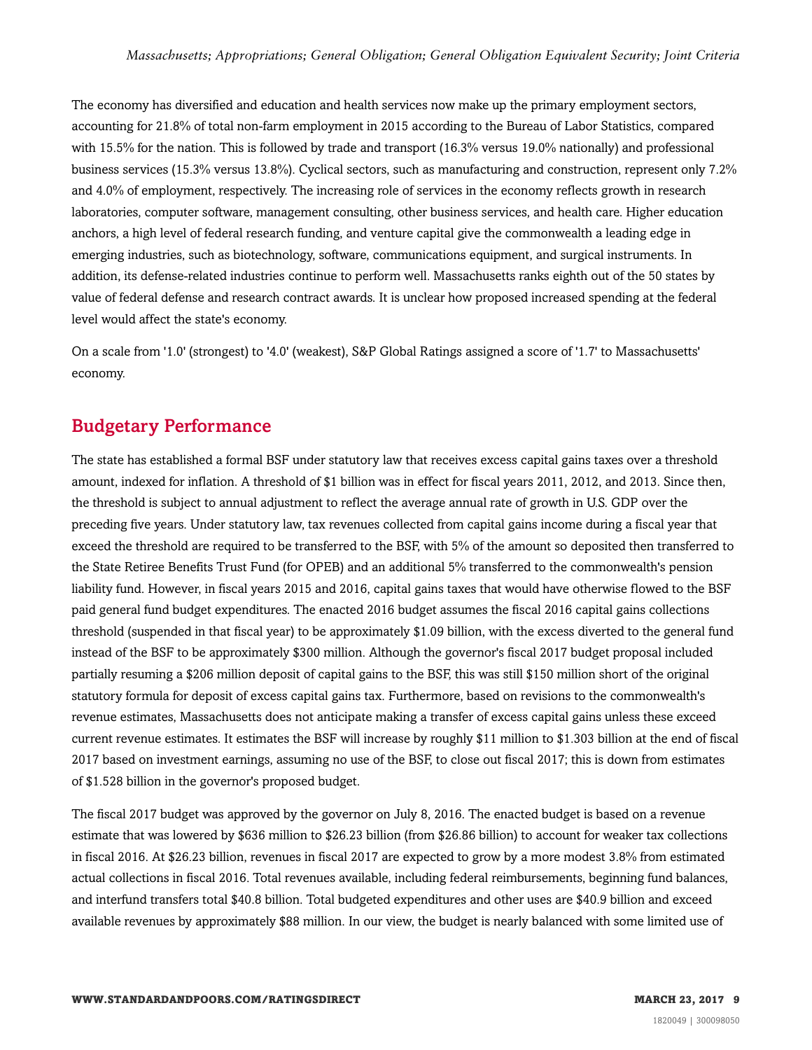The economy has diversified and education and health services now make up the primary employment sectors, accounting for 21.8% of total non-farm employment in 2015 according to the Bureau of Labor Statistics, compared with 15.5% for the nation. This is followed by trade and transport (16.3% versus 19.0% nationally) and professional business services (15.3% versus 13.8%). Cyclical sectors, such as manufacturing and construction, represent only 7.2% and 4.0% of employment, respectively. The increasing role of services in the economy reflects growth in research laboratories, computer software, management consulting, other business services, and health care. Higher education anchors, a high level of federal research funding, and venture capital give the commonwealth a leading edge in emerging industries, such as biotechnology, software, communications equipment, and surgical instruments. In addition, its defense-related industries continue to perform well. Massachusetts ranks eighth out of the 50 states by value of federal defense and research contract awards. It is unclear how proposed increased spending at the federal level would affect the state's economy.

On a scale from '1.0' (strongest) to '4.0' (weakest), S&P Global Ratings assigned a score of '1.7' to Massachusetts' economy.

## Budgetary Performance

The state has established a formal BSF under statutory law that receives excess capital gains taxes over a threshold amount, indexed for inflation. A threshold of $1 billion was in effect for fiscal years 2011, 2012, and 2013. Since then, the threshold is subject to annual adjustment to reflect the average annual rate of growth in U.S. GDP over the preceding five years. Under statutory law, tax revenues collected from capital gains income during a fiscal year that exceed the threshold are required to be transferred to the BSF, with 5% of the amount so deposited then transferred to the State Retiree Benefits Trust Fund (for OPEB) and an additional 5% transferred to the commonwealth's pension liability fund. However, in fiscal years 2015 and 2016, capital gains taxes that would have otherwise flowed to the BSF paid general fund budget expenditures. The enacted 2016 budget assumes the fiscal 2016 capital gains collections threshold (suspended in that fiscal year) to be approximately $1.09 billion, with the excess diverted to the general fund instead of the BSF to be approximately $300 million. Although the governor's fiscal 2017 budget proposal included partially resuming a $206 million deposit of capital gains to the BSF, this was still $150 million short of the original statutory formula for deposit of excess capital gains tax. Furthermore, based on revisions to the commonwealth's revenue estimates, Massachusetts does not anticipate making a transfer of excess capital gains unless these exceed current revenue estimates. It estimates the BSF will increase by roughly $11 million to $1.303 billion at the end of fiscal 2017 based on investment earnings, assuming no use of the BSF, to close out fiscal 2017; this is down from estimates of $1.528 billion in the governor's proposed budget.

The fiscal 2017 budget was approved by the governor on July 8, 2016. The enacted budget is based on a revenue estimate that was lowered by $636 million to $26.23 billion (from $26.86 billion) to account for weaker tax collections in fiscal 2016. At $26.23 billion, revenues in fiscal 2017 are expected to grow by a more modest 3.8% from estimated actual collections in fiscal 2016. Total revenues available, including federal reimbursements, beginning fund balances, and interfund transfers total $40.8 billion. Total budgeted expenditures and other uses are $40.9 billion and exceed available revenues by approximately $88 million. In our view, the budget is nearly balanced with some limited use of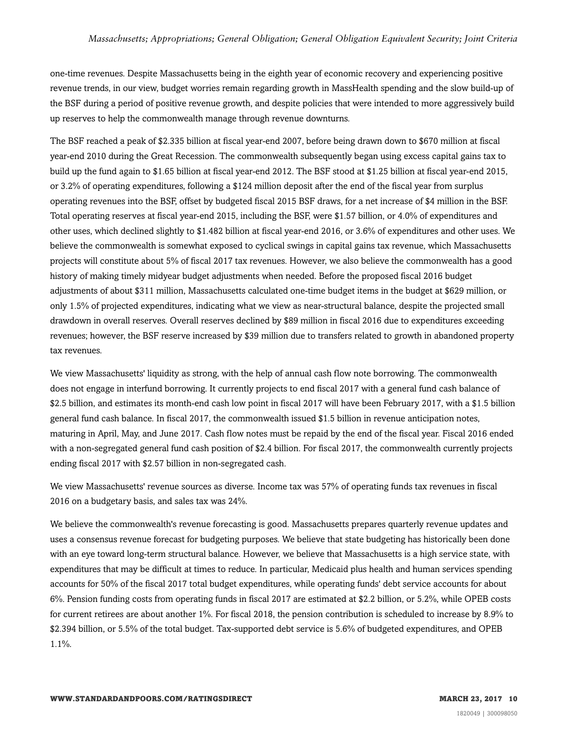one-time revenues. Despite Massachusetts being in the eighth year of economic recovery and experiencing positive revenue trends, in our view, budget worries remain regarding growth in MassHealth spending and the slow build-up of the BSF during a period of positive revenue growth, and despite policies that were intended to more aggressively build up reserves to help the commonwealth manage through revenue downturns.

The BSF reached a peak of $2.335 billion at fiscal year-end 2007, before being drawn down to $670 million at fiscal year-end 2010 during the Great Recession. The commonwealth subsequently began using excess capital gains tax to build up the fund again to $1.65 billion at fiscal year-end 2012. The BSF stood at $1.25 billion at fiscal year-end 2015, or 3.2% of operating expenditures, following a $124 million deposit after the end of the fiscal year from surplus operating revenues into the BSF, offset by budgeted fiscal 2015 BSF draws, for a net increase of $4 million in the BSF. Total operating reserves at fiscal year-end 2015, including the BSF, were $1.57 billion, or 4.0% of expenditures and other uses, which declined slightly to $1.482 billion at fiscal year-end 2016, or 3.6% of expenditures and other uses. We believe the commonwealth is somewhat exposed to cyclical swings in capital gains tax revenue, which Massachusetts projects will constitute about 5% of fiscal 2017 tax revenues. However, we also believe the commonwealth has a good history of making timely midyear budget adjustments when needed. Before the proposed fiscal 2016 budget adjustments of about $311 million, Massachusetts calculated one-time budget items in the budget at $629 million, or only 1.5% of projected expenditures, indicating what we view as near-structural balance, despite the projected small drawdown in overall reserves. Overall reserves declined by $89 million in fiscal 2016 due to expenditures exceeding revenues; however, the BSF reserve increased by $39 million due to transfers related to growth in abandoned property tax revenues.

We view Massachusetts' liquidity as strong, with the help of annual cash flow note borrowing. The commonwealth does not engage in interfund borrowing. It currently projects to end fiscal 2017 with a general fund cash balance of $2.5 billion, and estimates its month-end cash low point in fiscal 2017 will have been February 2017, with a $1.5 billion general fund cash balance. In fiscal 2017, the commonwealth issued $1.5 billion in revenue anticipation notes, maturing in April, May, and June 2017. Cash flow notes must be repaid by the end of the fiscal year. Fiscal 2016 ended with a non-segregated general fund cash position of $2.4 billion. For fiscal 2017, the commonwealth currently projects ending fiscal 2017 with $2.57 billion in non-segregated cash.

We view Massachusetts' revenue sources as diverse. Income tax was 57% of operating funds tax revenues in fiscal 2016 on a budgetary basis, and sales tax was 24%.

We believe the commonwealth's revenue forecasting is good. Massachusetts prepares quarterly revenue updates and uses a consensus revenue forecast for budgeting purposes. We believe that state budgeting has historically been done with an eye toward long-term structural balance. However, we believe that Massachusetts is a high service state, with expenditures that may be difficult at times to reduce. In particular, Medicaid plus health and human services spending accounts for 50% of the fiscal 2017 total budget expenditures, while operating funds' debt service accounts for about 6%. Pension funding costs from operating funds in fiscal 2017 are estimated at $2.2 billion, or 5.2%, while OPEB costs for current retirees are about another 1%. For fiscal 2018, the pension contribution is scheduled to increase by 8.9% to $2.394 billion, or 5.5% of the total budget. Tax-supported debt service is 5.6% of budgeted expenditures, and OPEB 1.1%.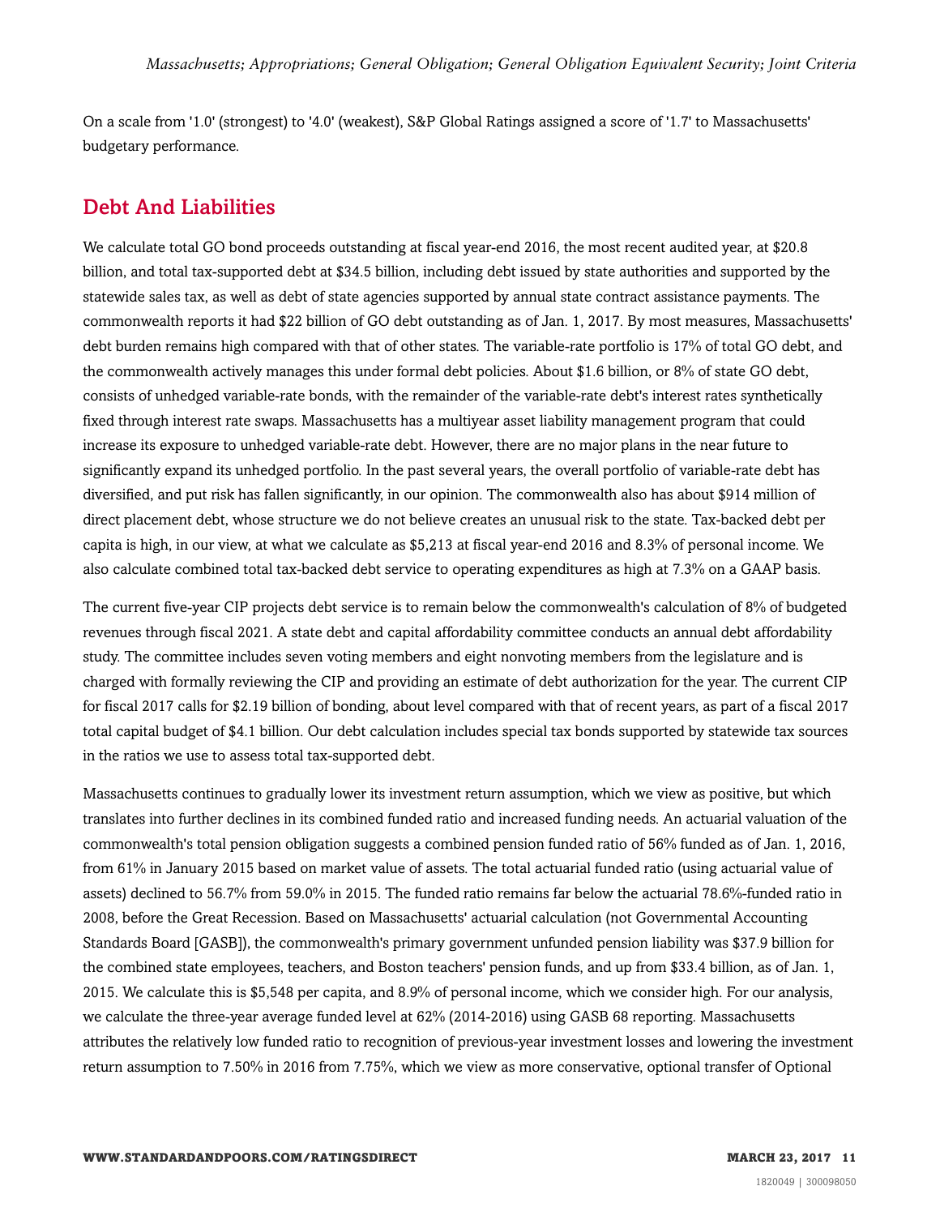On a scale from '1.0' (strongest) to '4.0' (weakest), S&P Global Ratings assigned a score of '1.7' to Massachusetts' budgetary performance.

## Debt And Liabilities

We calculate total GO bond proceeds outstanding at fiscal year-end 2016, the most recent audited year, at $20.8 billion, and total tax-supported debt at $34.5 billion, including debt issued by state authorities and supported by the statewide sales tax, as well as debt of state agencies supported by annual state contract assistance payments. The commonwealth reports it had $22 billion of GO debt outstanding as of Jan. 1, 2017. By most measures, Massachusetts' debt burden remains high compared with that of other states. The variable-rate portfolio is 17% of total GO debt, and the commonwealth actively manages this under formal debt policies. About $1.6 billion, or 8% of state GO debt, consists of unhedged variable-rate bonds, with the remainder of the variable-rate debt's interest rates synthetically fixed through interest rate swaps. Massachusetts has a multiyear asset liability management program that could increase its exposure to unhedged variable-rate debt. However, there are no major plans in the near future to significantly expand its unhedged portfolio. In the past several years, the overall portfolio of variable-rate debt has diversified, and put risk has fallen significantly, in our opinion. The commonwealth also has about $914 million of direct placement debt, whose structure we do not believe creates an unusual risk to the state. Tax-backed debt per capita is high, in our view, at what we calculate as $5,213 at fiscal year-end 2016 and 8.3% of personal income. We also calculate combined total tax-backed debt service to operating expenditures as high at 7.3% on a GAAP basis.

The current five-year CIP projects debt service is to remain below the commonwealth's calculation of 8% of budgeted revenues through fiscal 2021. A state debt and capital affordability committee conducts an annual debt affordability study. The committee includes seven voting members and eight nonvoting members from the legislature and is charged with formally reviewing the CIP and providing an estimate of debt authorization for the year. The current CIP for fiscal 2017 calls for $2.19 billion of bonding, about level compared with that of recent years, as part of a fiscal 2017 total capital budget of $4.1 billion. Our debt calculation includes special tax bonds supported by statewide tax sources in the ratios we use to assess total tax-supported debt.

Massachusetts continues to gradually lower its investment return assumption, which we view as positive, but which translates into further declines in its combined funded ratio and increased funding needs. An actuarial valuation of the commonwealth's total pension obligation suggests a combined pension funded ratio of 56% funded as of Jan. 1, 2016, from 61% in January 2015 based on market value of assets. The total actuarial funded ratio (using actuarial value of assets) declined to 56.7% from 59.0% in 2015. The funded ratio remains far below the actuarial 78.6%-funded ratio in 2008, before the Great Recession. Based on Massachusetts' actuarial calculation (not Governmental Accounting Standards Board [GASB]), the commonwealth's primary government unfunded pension liability was $37.9 billion for the combined state employees, teachers, and Boston teachers' pension funds, and up from $33.4 billion, as of Jan. 1, 2015. We calculate this is $5,548 per capita, and 8.9% of personal income, which we consider high. For our analysis, we calculate the three-year average funded level at 62% (2014-2016) using GASB 68 reporting. Massachusetts attributes the relatively low funded ratio to recognition of previous-year investment losses and lowering the investment return assumption to 7.50% in 2016 from 7.75%, which we view as more conservative, optional transfer of Optional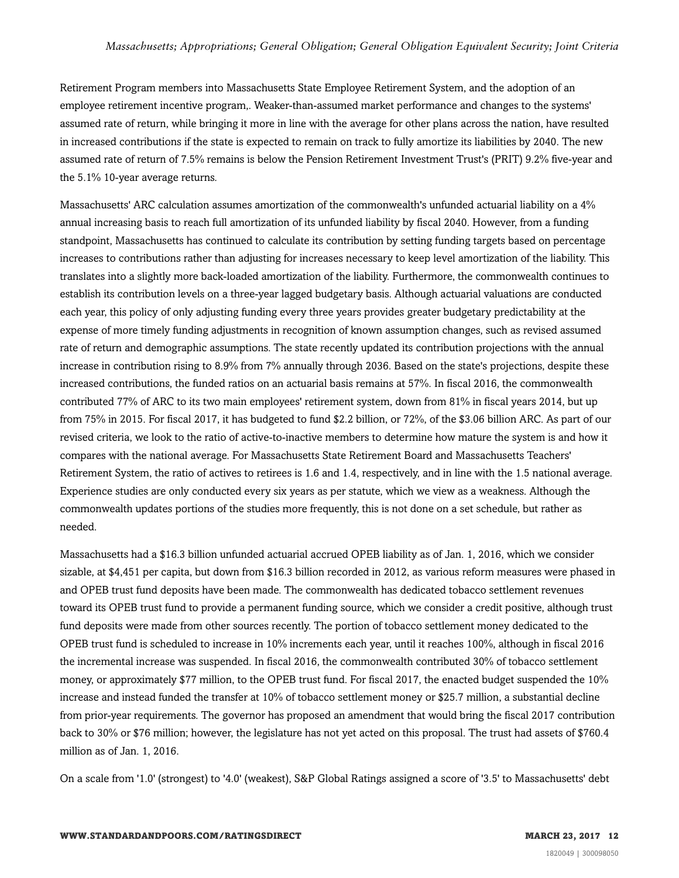Retirement Program members into Massachusetts State Employee Retirement System, and the adoption of an employee retirement incentive program,. Weaker-than-assumed market performance and changes to the systems' assumed rate of return, while bringing it more in line with the average for other plans across the nation, have resulted in increased contributions if the state is expected to remain on track to fully amortize its liabilities by 2040. The new assumed rate of return of 7.5% remains is below the Pension Retirement Investment Trust's (PRIT) 9.2% five-year and the 5.1% 10-year average returns.

Massachusetts' ARC calculation assumes amortization of the commonwealth's unfunded actuarial liability on a 4% annual increasing basis to reach full amortization of its unfunded liability by fiscal 2040. However, from a funding standpoint, Massachusetts has continued to calculate its contribution by setting funding targets based on percentage increases to contributions rather than adjusting for increases necessary to keep level amortization of the liability. This translates into a slightly more back-loaded amortization of the liability. Furthermore, the commonwealth continues to establish its contribution levels on a three-year lagged budgetary basis. Although actuarial valuations are conducted each year, this policy of only adjusting funding every three years provides greater budgetary predictability at the expense of more timely funding adjustments in recognition of known assumption changes, such as revised assumed rate of return and demographic assumptions. The state recently updated its contribution projections with the annual increase in contribution rising to 8.9% from 7% annually through 2036. Based on the state's projections, despite these increased contributions, the funded ratios on an actuarial basis remains at 57%. In fiscal 2016, the commonwealth contributed 77% of ARC to its two main employees' retirement system, down from 81% in fiscal years 2014, but up from 75% in 2015. For fiscal 2017, it has budgeted to fund $2.2 billion, or 72%, of the $3.06 billion ARC. As part of our revised criteria, we look to the ratio of active-to-inactive members to determine how mature the system is and how it compares with the national average. For Massachusetts State Retirement Board and Massachusetts Teachers' Retirement System, the ratio of actives to retirees is 1.6 and 1.4, respectively, and in line with the 1.5 national average. Experience studies are only conducted every six years as per statute, which we view as a weakness. Although the commonwealth updates portions of the studies more frequently, this is not done on a set schedule, but rather as needed.

Massachusetts had a $16.3 billion unfunded actuarial accrued OPEB liability as of Jan. 1, 2016, which we consider sizable, at $4,451 per capita, but down from $16.3 billion recorded in 2012, as various reform measures were phased in and OPEB trust fund deposits have been made. The commonwealth has dedicated tobacco settlement revenues toward its OPEB trust fund to provide a permanent funding source, which we consider a credit positive, although trust fund deposits were made from other sources recently. The portion of tobacco settlement money dedicated to the OPEB trust fund is scheduled to increase in 10% increments each year, until it reaches 100%, although in fiscal 2016 the incremental increase was suspended. In fiscal 2016, the commonwealth contributed 30% of tobacco settlement money, or approximately $77 million, to the OPEB trust fund. For fiscal 2017, the enacted budget suspended the 10% increase and instead funded the transfer at 10% of tobacco settlement money or $25.7 million, a substantial decline from prior-year requirements. The governor has proposed an amendment that would bring the fiscal 2017 contribution back to 30% or $76 million; however, the legislature has not yet acted on this proposal. The trust had assets of $760.4 million as of Jan. 1, 2016.

On a scale from '1.0' (strongest) to '4.0' (weakest), S&P Global Ratings assigned a score of '3.5' to Massachusetts' debt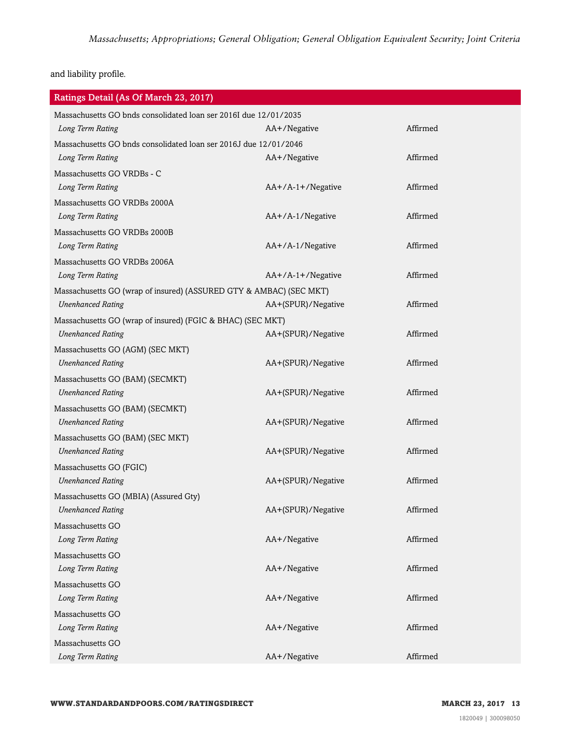and liability profile.

| Ratings Detail (As Of March 23, 2017) | | |
|---|---|---|
| Massachusetts GO bnds consolidated loan ser 2016I due 12/01/2035 | | |
| *Long Term Rating* | AA+/Negative | Affirmed |
| Massachusetts GO bnds consolidated loan ser 2016J due 12/01/2046 | | |
| *Long Term Rating* | AA+/Negative | Affirmed |
| Massachusetts GO VRDBs - C | | |
| *Long Term Rating* | AA+/A-1+/Negative | Affirmed |
| Massachusetts GO VRDBs 2000A | | |
| *Long Term Rating* | AA+/A-1/Negative | Affirmed |
| Massachusetts GO VRDBs 2000B | | |
| *Long Term Rating* | AA+/A-1/Negative | Affirmed |
| Massachusetts GO VRDBs 2006A | | |
| *Long Term Rating* | AA+/A-1+/Negative | Affirmed |
| Massachusetts GO (wrap of insured) (ASSURED GTY & AMBAC) (SEC MKT) | | |
| *Unenhanced Rating* | AA+(SPUR)/Negative | Affirmed |
| Massachusetts GO (wrap of insured) (FGIC & BHAC) (SEC MKT) | | |
| *Unenhanced Rating* | AA+(SPUR)/Negative | Affirmed |
| Massachusetts GO (AGM) (SEC MKT) | | |
| *Unenhanced Rating* | AA+(SPUR)/Negative | Affirmed |
| Massachusetts GO (BAM) (SECMKT) | | |
| *Unenhanced Rating* | AA+(SPUR)/Negative | Affirmed |
| Massachusetts GO (BAM) (SECMKT) | | |
| *Unenhanced Rating* | AA+(SPUR)/Negative | Affirmed |
| Massachusetts GO (BAM) (SEC MKT) | | |
| *Unenhanced Rating* | AA+(SPUR)/Negative | Affirmed |
| Massachusetts GO (FGIC) | | |
| *Unenhanced Rating* | AA+(SPUR)/Negative | Affirmed |
| Massachusetts GO (MBIA) (Assured Gty) | | |
| *Unenhanced Rating* | AA+(SPUR)/Negative | Affirmed |
| Massachusetts GO | | |
| *Long Term Rating* | AA+/Negative | Affirmed |
| Massachusetts GO | | |
| *Long Term Rating* | AA+/Negative | Affirmed |
| Massachusetts GO | | |
| *Long Term Rating* | AA+/Negative | Affirmed |
| Massachusetts GO | | |
| *Long Term Rating* | AA+/Negative | Affirmed |
| Massachusetts GO | | |
| *Long Term Rating* | AA+/Negative | Affirmed |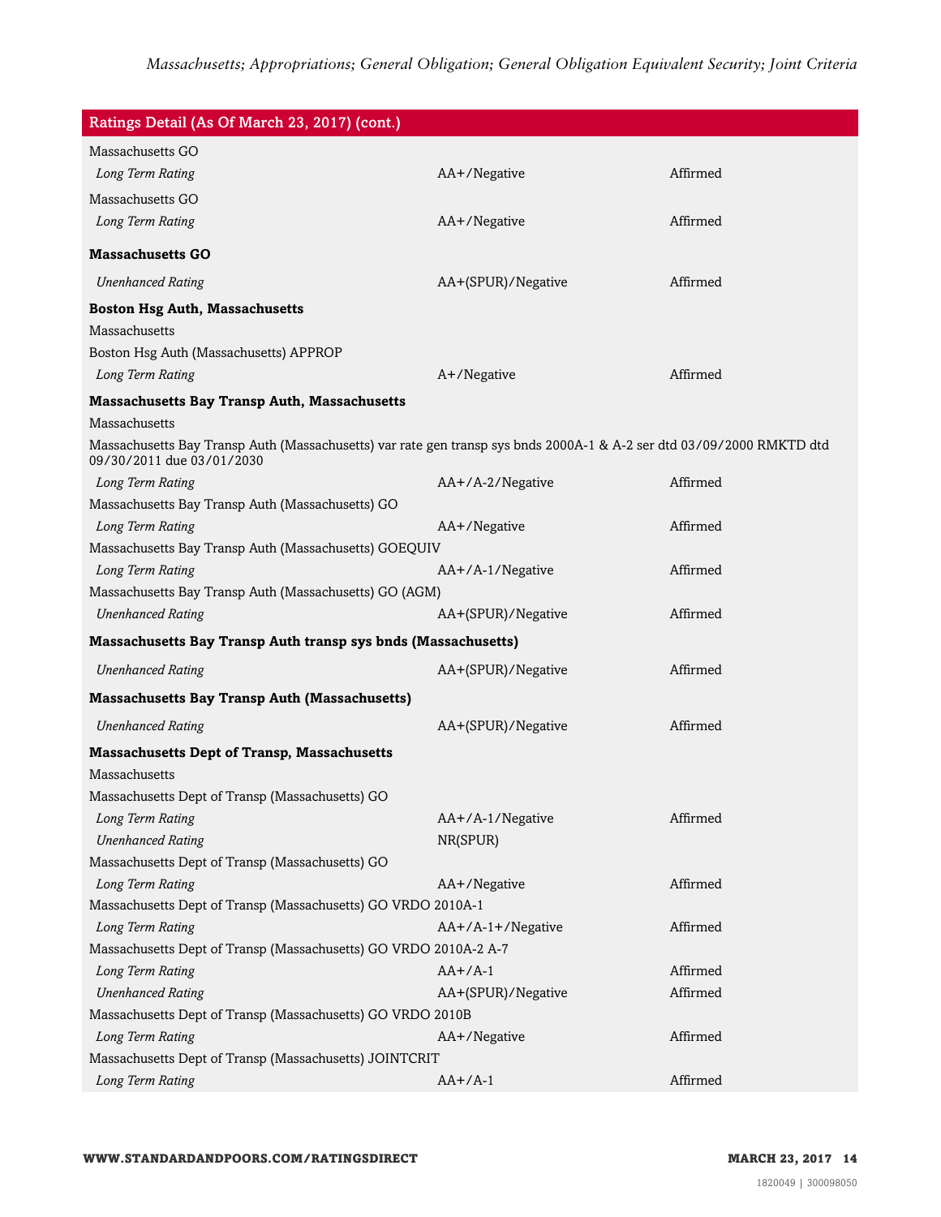| Ratings Detail (As Of March 23, 2017) (cont.) | | |
|---|---|---|
| Massachusetts GO | | |
| *Long Term Rating* | AA+/Negative | Affirmed |
| Massachusetts GO | | |
| *Long Term Rating* | AA+/Negative | Affirmed |
| **Massachusetts GO** | | |
| *Unenhanced Rating* | AA+(SPUR)/Negative | Affirmed |
| **Boston Hsg Auth, Massachusetts** | | |
| Massachusetts | | |
| Boston Hsg Auth (Massachusetts) APPROP | | |
| *Long Term Rating* | A+/Negative | Affirmed |
| **Massachusetts Bay Transp Auth, Massachusetts** | | |
| Massachusetts | | |
| Massachusetts Bay Transp Auth (Massachusetts) var rate gen transp sys bnds 2000A-1 & A-2 ser dtd 03/09/2000 RMKTD dtd 09/30/2011 due 03/01/2030 | | |
| *Long Term Rating* | AA+/A-2/Negative | Affirmed |
| Massachusetts Bay Transp Auth (Massachusetts) GO | | |
| *Long Term Rating* | AA+/Negative | Affirmed |
| Massachusetts Bay Transp Auth (Massachusetts) GOEQUIV | | |
| *Long Term Rating* | AA+/A-1/Negative | Affirmed |
| Massachusetts Bay Transp Auth (Massachusetts) GO (AGM) | | |
| *Unenhanced Rating* | AA+(SPUR)/Negative | Affirmed |
| **Massachusetts Bay Transp Auth transp sys bnds (Massachusetts)** | | |
| *Unenhanced Rating* | AA+(SPUR)/Negative | Affirmed |
| **Massachusetts Bay Transp Auth (Massachusetts)** | | |
| *Unenhanced Rating* | AA+(SPUR)/Negative | Affirmed |
| **Massachusetts Dept of Transp, Massachusetts** | | |
| Massachusetts | | |
| Massachusetts Dept of Transp (Massachusetts) GO | | |
| *Long Term Rating* | AA+/A-1/Negative | Affirmed |
| *Unenhanced Rating* | NR(SPUR) | |
| Massachusetts Dept of Transp (Massachusetts) GO | | |
| *Long Term Rating* | AA+/Negative | Affirmed |
| Massachusetts Dept of Transp (Massachusetts) GO VRDO 2010A-1 | | |
| *Long Term Rating* | AA+/A-1+/Negative | Affirmed |
| Massachusetts Dept of Transp (Massachusetts) GO VRDO 2010A-2 A-7 | | |
| *Long Term Rating* | AA+/A-1 | Affirmed |
| *Unenhanced Rating* | AA+(SPUR)/Negative | Affirmed |
| Massachusetts Dept of Transp (Massachusetts) GO VRDO 2010B | | |
| *Long Term Rating* | AA+/Negative | Affirmed |
| Massachusetts Dept of Transp (Massachusetts) JOINTCRIT | | |
| *Long Term Rating* | AA+/A-1 | Affirmed |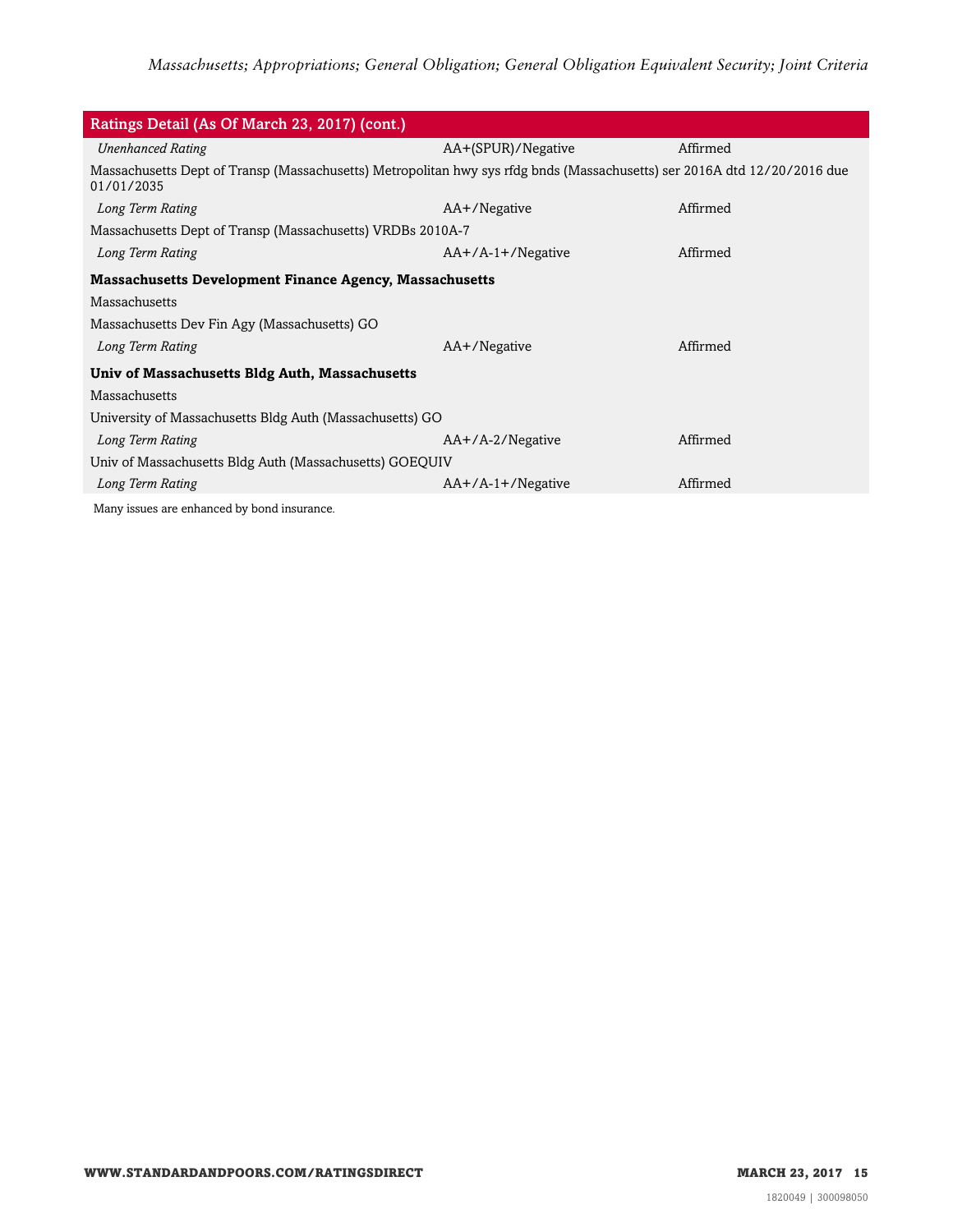| Ratings Detail (As Of March 23, 2017) (cont.) | | |
|---|---|---|
| *Unenhanced Rating* | AA+(SPUR)/Negative | Affirmed |
| Massachusetts Dept of Transp (Massachusetts) Metropolitan hwy sys rfdg bnds (Massachusetts) ser 2016A dtd 12/20/2016 due 01/01/2035 | | |
| *Long Term Rating* | AA+/Negative | Affirmed |
| Massachusetts Dept of Transp (Massachusetts) VRDBs 2010A-7 | | |
| *Long Term Rating* | AA+/A-1+/Negative | Affirmed |
| **Massachusetts Development Finance Agency, Massachusetts** | | |
| Massachusetts | | |
| Massachusetts Dev Fin Agy (Massachusetts) GO | | |
| *Long Term Rating* | AA+/Negative | Affirmed |
| **Univ of Massachusetts Bldg Auth, Massachusetts** | | |
| Massachusetts | | |
| University of Massachusetts Bldg Auth (Massachusetts) GO | | |
| *Long Term Rating* | AA+/A-2/Negative | Affirmed |
| Univ of Massachusetts Bldg Auth (Massachusetts) GOEQUIV | | |
| *Long Term Rating* | AA+/A-1+/Negative | Affirmed |

Many issues are enhanced by bond insurance.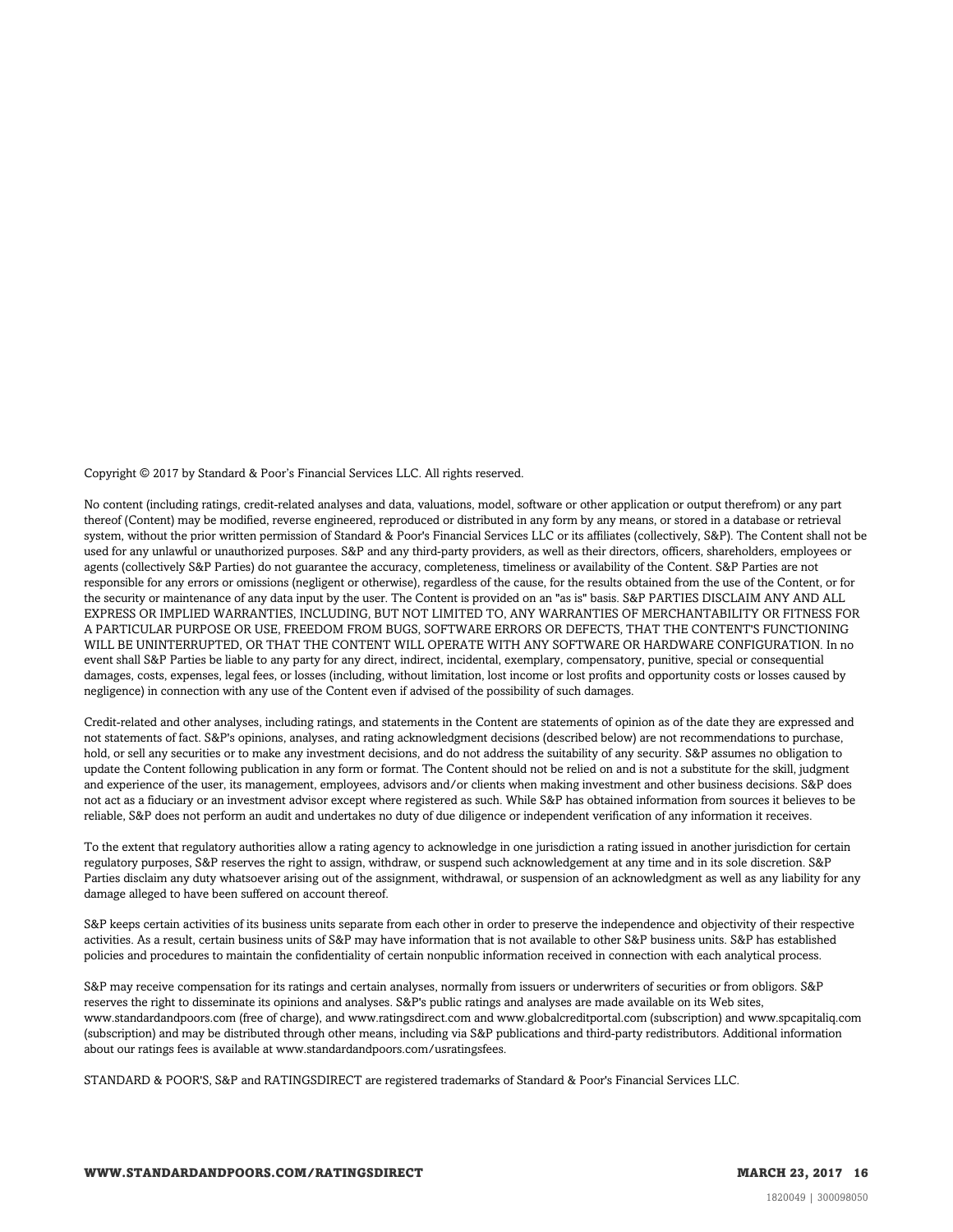Copyright © 2017 by Standard & Poor’s Financial Services LLC. All rights reserved.

No content (including ratings, credit-related analyses and data, valuations, model, software or other application or output therefrom) or any part thereof (Content) may be modified, reverse engineered, reproduced or distributed in any form by any means, or stored in a database or retrieval system, without the prior written permission of Standard & Poor's Financial Services LLC or its affiliates (collectively, S&P). The Content shall not be used for any unlawful or unauthorized purposes. S&P and any third-party providers, as well as their directors, officers, shareholders, employees or agents (collectively S&P Parties) do not guarantee the accuracy, completeness, timeliness or availability of the Content. S&P Parties are not responsible for any errors or omissions (negligent or otherwise), regardless of the cause, for the results obtained from the use of the Content, or for the security or maintenance of any data input by the user. The Content is provided on an "as is" basis. S&P PARTIES DISCLAIM ANY AND ALL EXPRESS OR IMPLIED WARRANTIES, INCLUDING, BUT NOT LIMITED TO, ANY WARRANTIES OF MERCHANTABILITY OR FITNESS FOR A PARTICULAR PURPOSE OR USE, FREEDOM FROM BUGS, SOFTWARE ERRORS OR DEFECTS, THAT THE CONTENT'S FUNCTIONING WILL BE UNINTERRUPTED, OR THAT THE CONTENT WILL OPERATE WITH ANY SOFTWARE OR HARDWARE CONFIGURATION. In no event shall S&P Parties be liable to any party for any direct, indirect, incidental, exemplary, compensatory, punitive, special or consequential damages, costs, expenses, legal fees, or losses (including, without limitation, lost income or lost profits and opportunity costs or losses caused by negligence) in connection with any use of the Content even if advised of the possibility of such damages.

Credit-related and other analyses, including ratings, and statements in the Content are statements of opinion as of the date they are expressed and not statements of fact. S&P's opinions, analyses, and rating acknowledgment decisions (described below) are not recommendations to purchase, hold, or sell any securities or to make any investment decisions, and do not address the suitability of any security. S&P assumes no obligation to update the Content following publication in any form or format. The Content should not be relied on and is not a substitute for the skill, judgment and experience of the user, its management, employees, advisors and/or clients when making investment and other business decisions. S&P does not act as a fiduciary or an investment advisor except where registered as such. While S&P has obtained information from sources it believes to be reliable, S&P does not perform an audit and undertakes no duty of due diligence or independent verification of any information it receives.

To the extent that regulatory authorities allow a rating agency to acknowledge in one jurisdiction a rating issued in another jurisdiction for certain regulatory purposes, S&P reserves the right to assign, withdraw, or suspend such acknowledgement at any time and in its sole discretion. S&P Parties disclaim any duty whatsoever arising out of the assignment, withdrawal, or suspension of an acknowledgment as well as any liability for any damage alleged to have been suffered on account thereof.

S&P keeps certain activities of its business units separate from each other in order to preserve the independence and objectivity of their respective activities. As a result, certain business units of S&P may have information that is not available to other S&P business units. S&P has established policies and procedures to maintain the confidentiality of certain nonpublic information received in connection with each analytical process.

S&P may receive compensation for its ratings and certain analyses, normally from issuers or underwriters of securities or from obligors. S&P reserves the right to disseminate its opinions and analyses. S&P's public ratings and analyses are made available on its Web sites, www.standardandpoors.com (free of charge), and www.ratingsdirect.com and www.globalcreditportal.com (subscription) and www.spcapitaliq.com (subscription) and may be distributed through other means, including via S&P publications and third-party redistributors. Additional information about our ratings fees is available at www.standardandpoors.com/usratingsfees.

STANDARD & POOR'S, S&P and RATINGSDIRECT are registered trademarks of Standard & Poor's Financial Services LLC.